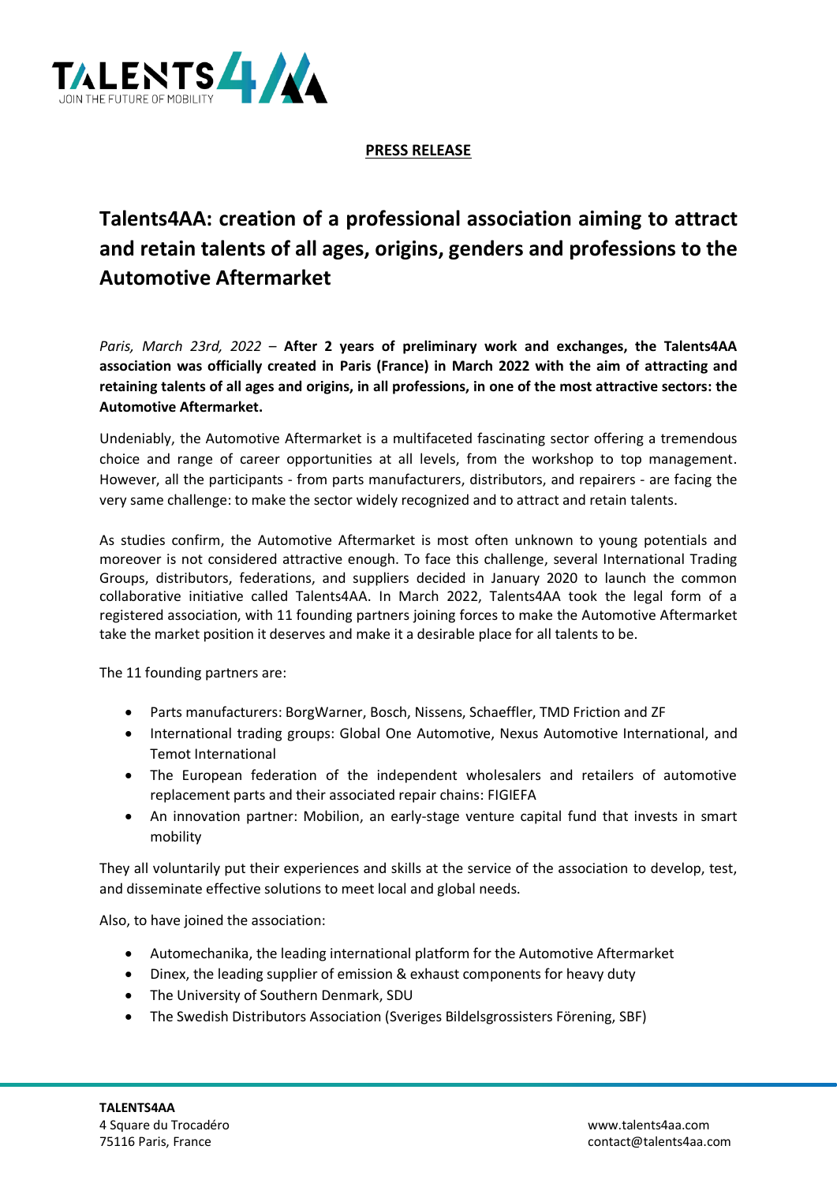**PRESS RELEASE**

# Talents4AA: creation of a professional association aiming to attract and retain talents of all ages, origins, genders and professions to the Automotive Aftermarket

*Paris, March 23rd, 2022* – **After 2 years of preliminary work and exchanges, the Talents4AA association was officially created in Paris (France) in March 2022 with the aim of attracting and retaining talents of all ages and origins, in all professions, in one of the most attractive sectors: the Automotive Aftermarket.**

Undeniably, the Automotive Aftermarket is a multifaceted fascinating sector offering a tremendous choice and range of career opportunities at all levels, from the workshop to top management. However, all the participants - from parts manufacturers, distributors, and repairers - are facing the very same challenge: to make the sector widely recognized and to attract and retain talents.

As studies confirm, the Automotive Aftermarket is most often unknown to young potentials and moreover is not considered attractive enough. To face this challenge, several International Trading Groups, distributors, federations, and suppliers decided in January 2020 to launch the common collaborative initiative called Talents4AA. In March 2022, Talents4AA took the legal form of a registered association, with 11 founding partners joining forces to make the Automotive Aftermarket take the market position it deserves and make it a desirable place for all talents to be.

The 11 founding partners are:

- Parts manufacturers: BorgWarner, Bosch, Nissens, Schaeffler, TMD Friction and ZF
- International trading groups: Global One Automotive, Nexus Automotive International, and Temot International
- The European federation of the independent wholesalers and retailers of automotive replacement parts and their associated repair chains: FIGIEFA
- An innovation partner: Mobilion, an early-stage venture capital fund that invests in smart mobility

They all voluntarily put their experiences and skills at the service of the association to develop, test, and disseminate effective solutions to meet local and global needs.

Also, to have joined the association:

- Automechanika, the leading international platform for the Automotive Aftermarket
- Dinex, the leading supplier of emission & exhaust components for heavy duty
- The University of Southern Denmark, SDU
- The Swedish Distributors Association (Sveriges Bildelsgrossisters Förening, SBF)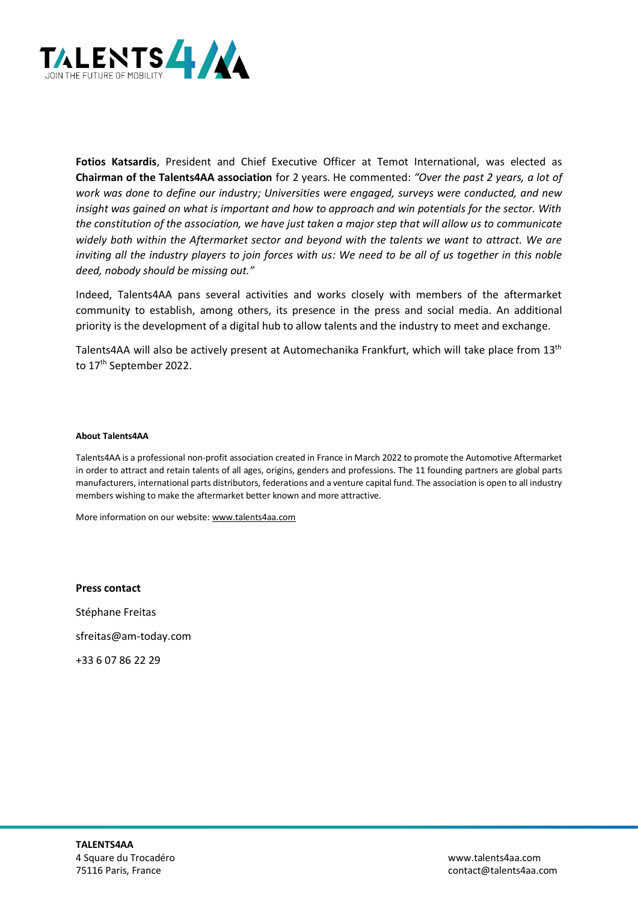**Fotios Katsardis**, President and Chief Executive Officer at Temot International, was elected as **Chairman of the Talents4AA association** for 2 years. He commented: *"Over the past 2 years, a lot of work was done to define our industry; Universities were engaged, surveys were conducted, and new insight was gained on what is important and how to approach and win potentials for the sector. With the constitution of the association, we have just taken a major step that will allow us to communicate widely both within the Aftermarket sector and beyond with the talents we want to attract. We are inviting all the industry players to join forces with us: We need to be all of us together in this noble deed, nobody should be missing out."*

Indeed, Talents4AA pans several activities and works closely with members of the aftermarket community to establish, among others, its presence in the press and social media. An additional priority is the development of a digital hub to allow talents and the industry to meet and exchange.

Talents4AA will also be actively present at Automechanika Frankfurt, which will take place from 13th to 17th September 2022.

**About Talents4AA**

Talents4AA is a professional non-profit association created in France in March 2022 to promote the Automotive Aftermarket in order to attract and retain talents of all ages, origins, genders and professions. The 11 founding partners are global parts manufacturers, international parts distributors, federations and a venture capital fund. The association is open to all industry members wishing to make the aftermarket better known and more attractive.

More information on our website: www.talents4aa.com

**Press contact**

Stéphane Freitas

sfreitas@am-today.com

+33 6 07 86 22 29

**TALENTS4AA**
4 Square du Trocadéro
75116 Paris, France

www.talents4aa.com
contact@talents4aa.com